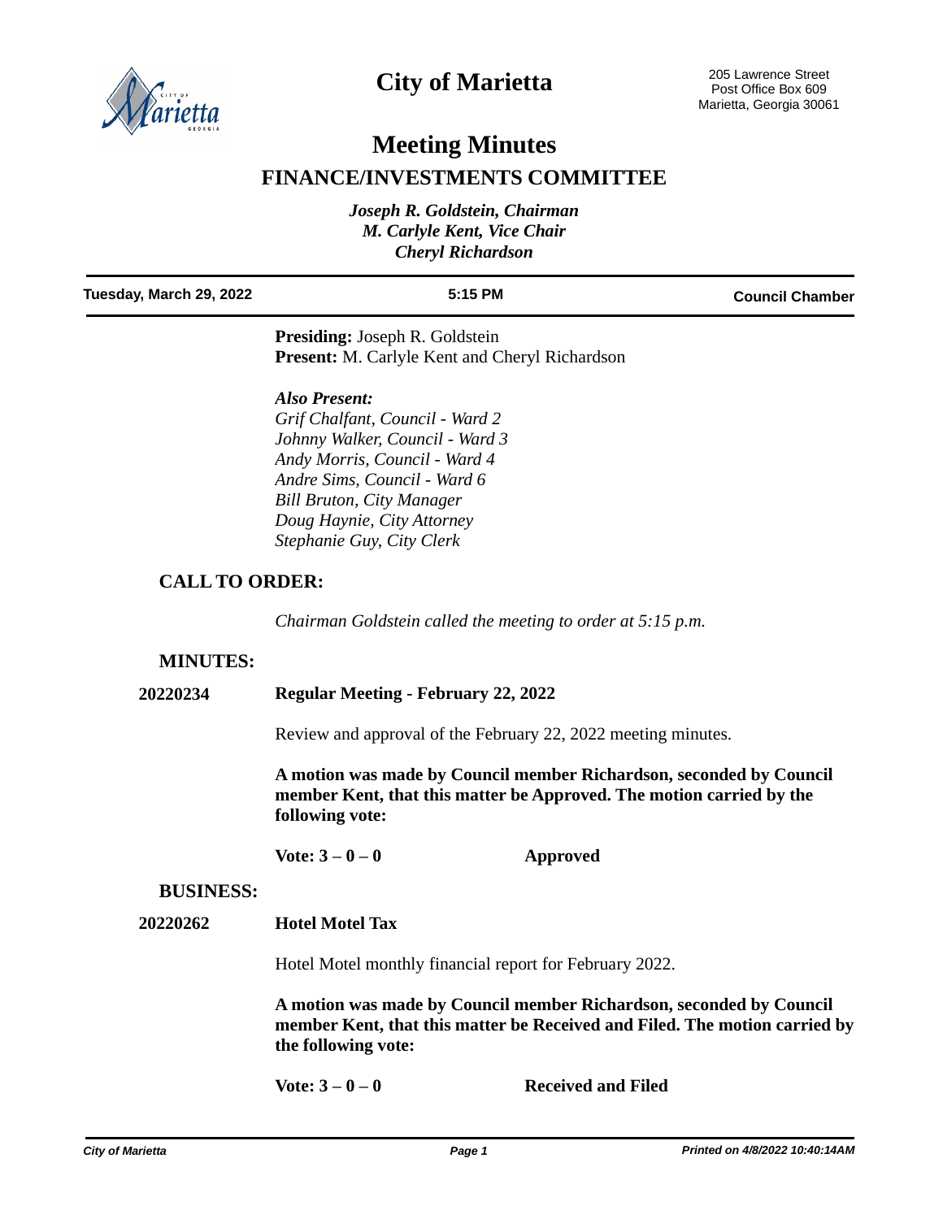# City of Marietta

205 Lawrence Street
Post Office Box 609
Marietta, Georgia 30061

# Meeting Minutes

## FINANCE/INVESTMENTS COMMITTEE

*Joseph R. Goldstein, Chairman*
*M. Carlyle Kent, Vice Chair*
*Cheryl Richardson*

| Tuesday, March 29, 2022 | 5:15 PM | Council Chamber |
|---|---|---|

**Presiding:** Joseph R. Goldstein
**Present:** M. Carlyle Kent and Cheryl Richardson

***Also Present:***
*Grif Chalfant, Council - Ward 2*
*Johnny Walker, Council - Ward 3*
*Andy Morris, Council - Ward 4*
*Andre Sims, Council - Ward 6*
*Bill Bruton, City Manager*
*Doug Haynie, City Attorney*
*Stephanie Guy, City Clerk*

### CALL TO ORDER:

*Chairman Goldstein called the meeting to order at 5:15 p.m.*

### MINUTES:

**20220234 Regular Meeting - February 22, 2022**

Review and approval of the February 22, 2022 meeting minutes.

**A motion was made by Council member Richardson, seconded by Council member Kent, that this matter be Approved. The motion carried by the following vote:**

**Vote: 3 – 0 – 0** **Approved**

### BUSINESS:

**20220262 Hotel Motel Tax**

Hotel Motel monthly financial report for February 2022.

**A motion was made by Council member Richardson, seconded by Council member Kent, that this matter be Received and Filed. The motion carried by the following vote:**

**Vote: 3 – 0 – 0** **Received and Filed**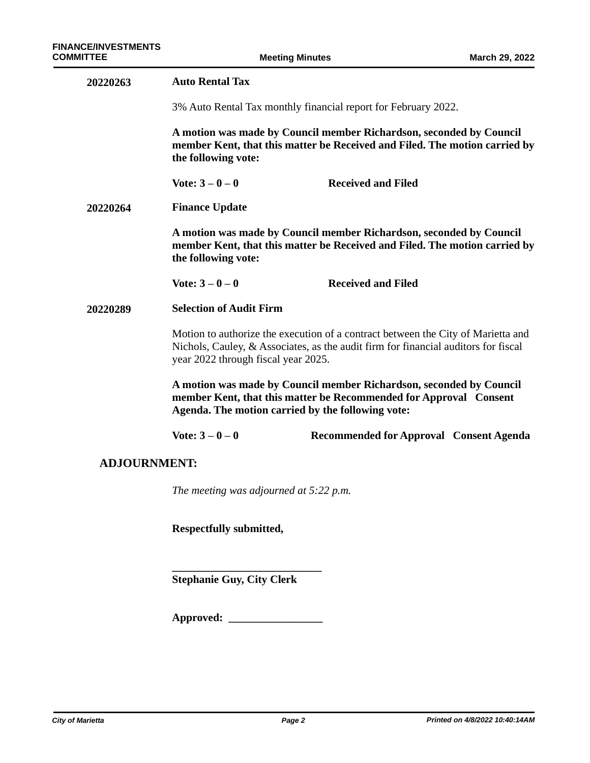**20220263** **Auto Rental Tax**

3% Auto Rental Tax monthly financial report for February 2022.

**A motion was made by Council member Richardson, seconded by Council member Kent, that this matter be Received and Filed. The motion carried by the following vote:**

**Vote: 3 – 0 – 0** **Received and Filed**

**20220264** **Finance Update**

**A motion was made by Council member Richardson, seconded by Council member Kent, that this matter be Received and Filed. The motion carried by the following vote:**

**Vote: 3 – 0 – 0** **Received and Filed**

**20220289** **Selection of Audit Firm**

Motion to authorize the execution of a contract between the City of Marietta and Nichols, Cauley, & Associates, as the audit firm for financial auditors for fiscal year 2022 through fiscal year 2025.

**A motion was made by Council member Richardson, seconded by Council member Kent, that this matter be Recommended for Approval Consent Agenda. The motion carried by the following vote:**

**Vote: 3 – 0 – 0** **Recommended for Approval Consent Agenda**

## ADJOURNMENT:

*The meeting was adjourned at 5:22 p.m.*

**Respectfully submitted,**

**___________________________**
**Stephanie Guy, City Clerk**

**Approved: _________________**